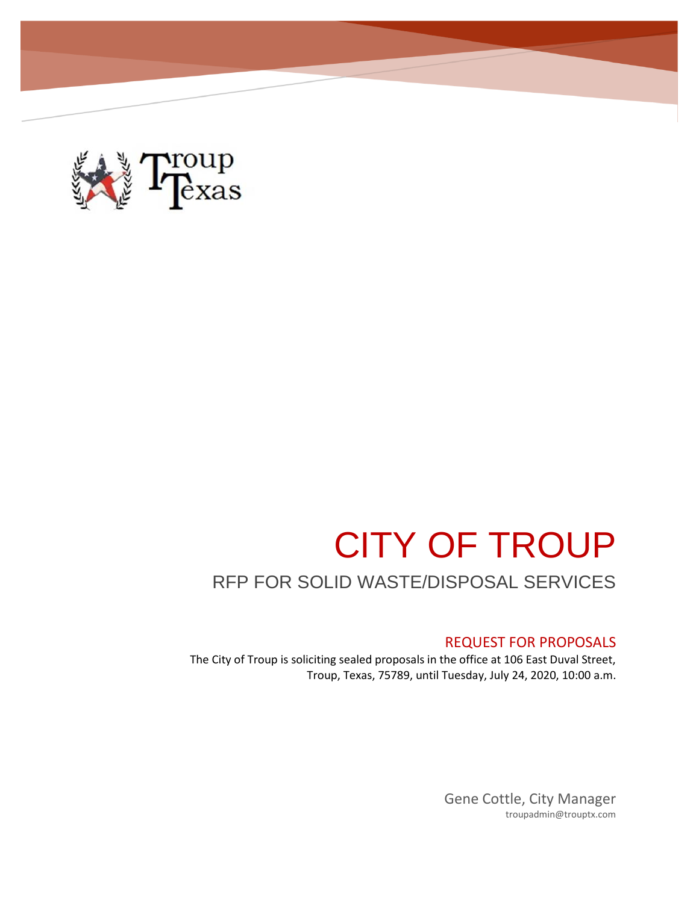# CITY OF TROUP

## RFP FOR SOLID WASTE/DISPOSAL SERVICES

### REQUEST FOR PROPOSALS

The City of Troup is soliciting sealed proposals in the office at 106 East Duval Street, Troup, Texas, 75789, until Tuesday, July 24, 2020, 10:00 a.m.

Gene Cottle, City Manager
troupadmin@trouptx.com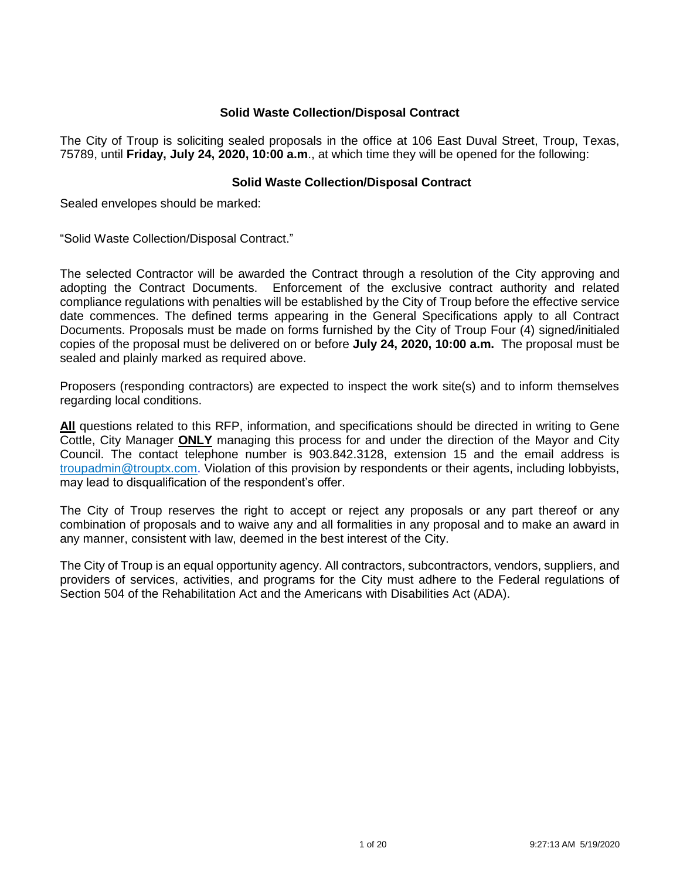## Solid Waste Collection/Disposal Contract

The City of Troup is soliciting sealed proposals in the office at 106 East Duval Street, Troup, Texas, 75789, until **Friday, July 24, 2020, 10:00 a.m**., at which time they will be opened for the following:

## Solid Waste Collection/Disposal Contract

Sealed envelopes should be marked:

"Solid Waste Collection/Disposal Contract."

The selected Contractor will be awarded the Contract through a resolution of the City approving and adopting the Contract Documents. Enforcement of the exclusive contract authority and related compliance regulations with penalties will be established by the City of Troup before the effective service date commences. The defined terms appearing in the General Specifications apply to all Contract Documents. Proposals must be made on forms furnished by the City of Troup Four (4) signed/initialed copies of the proposal must be delivered on or before **July 24, 2020, 10:00 a.m.** The proposal must be sealed and plainly marked as required above.

Proposers (responding contractors) are expected to inspect the work site(s) and to inform themselves regarding local conditions.

**All** questions related to this RFP, information, and specifications should be directed in writing to Gene Cottle, City Manager **ONLY** managing this process for and under the direction of the Mayor and City Council. The contact telephone number is 903.842.3128, extension 15 and the email address is troupadmin@trouptx.com. Violation of this provision by respondents or their agents, including lobbyists, may lead to disqualification of the respondent's offer.

The City of Troup reserves the right to accept or reject any proposals or any part thereof or any combination of proposals and to waive any and all formalities in any proposal and to make an award in any manner, consistent with law, deemed in the best interest of the City.

The City of Troup is an equal opportunity agency. All contractors, subcontractors, vendors, suppliers, and providers of services, activities, and programs for the City must adhere to the Federal regulations of Section 504 of the Rehabilitation Act and the Americans with Disabilities Act (ADA).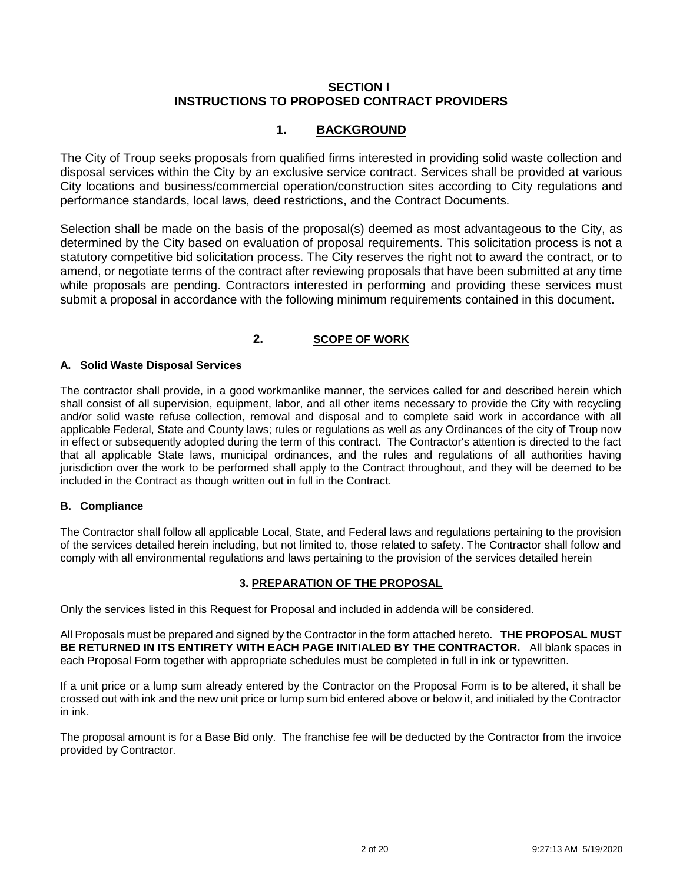# SECTION I
# INSTRUCTIONS TO PROPOSED CONTRACT PROVIDERS

## 1. BACKGROUND

The City of Troup seeks proposals from qualified firms interested in providing solid waste collection and disposal services within the City by an exclusive service contract. Services shall be provided at various City locations and business/commercial operation/construction sites according to City regulations and performance standards, local laws, deed restrictions, and the Contract Documents.

Selection shall be made on the basis of the proposal(s) deemed as most advantageous to the City, as determined by the City based on evaluation of proposal requirements. This solicitation process is not a statutory competitive bid solicitation process. The City reserves the right not to award the contract, or to amend, or negotiate terms of the contract after reviewing proposals that have been submitted at any time while proposals are pending. Contractors interested in performing and providing these services must submit a proposal in accordance with the following minimum requirements contained in this document.

## 2. SCOPE OF WORK

### A. Solid Waste Disposal Services

The contractor shall provide, in a good workmanlike manner, the services called for and described herein which shall consist of all supervision, equipment, labor, and all other items necessary to provide the City with recycling and/or solid waste refuse collection, removal and disposal and to complete said work in accordance with all applicable Federal, State and County laws; rules or regulations as well as any Ordinances of the city of Troup now in effect or subsequently adopted during the term of this contract. The Contractor's attention is directed to the fact that all applicable State laws, municipal ordinances, and the rules and regulations of all authorities having jurisdiction over the work to be performed shall apply to the Contract throughout, and they will be deemed to be included in the Contract as though written out in full in the Contract.

### B. Compliance

The Contractor shall follow all applicable Local, State, and Federal laws and regulations pertaining to the provision of the services detailed herein including, but not limited to, those related to safety. The Contractor shall follow and comply with all environmental regulations and laws pertaining to the provision of the services detailed herein

## 3. PREPARATION OF THE PROPOSAL

Only the services listed in this Request for Proposal and included in addenda will be considered.

All Proposals must be prepared and signed by the Contractor in the form attached hereto. **THE PROPOSAL MUST BE RETURNED IN ITS ENTIRETY WITH EACH PAGE INITIALED BY THE CONTRACTOR.** All blank spaces in each Proposal Form together with appropriate schedules must be completed in full in ink or typewritten.

If a unit price or a lump sum already entered by the Contractor on the Proposal Form is to be altered, it shall be crossed out with ink and the new unit price or lump sum bid entered above or below it, and initialed by the Contractor in ink.

The proposal amount is for a Base Bid only. The franchise fee will be deducted by the Contractor from the invoice provided by Contractor.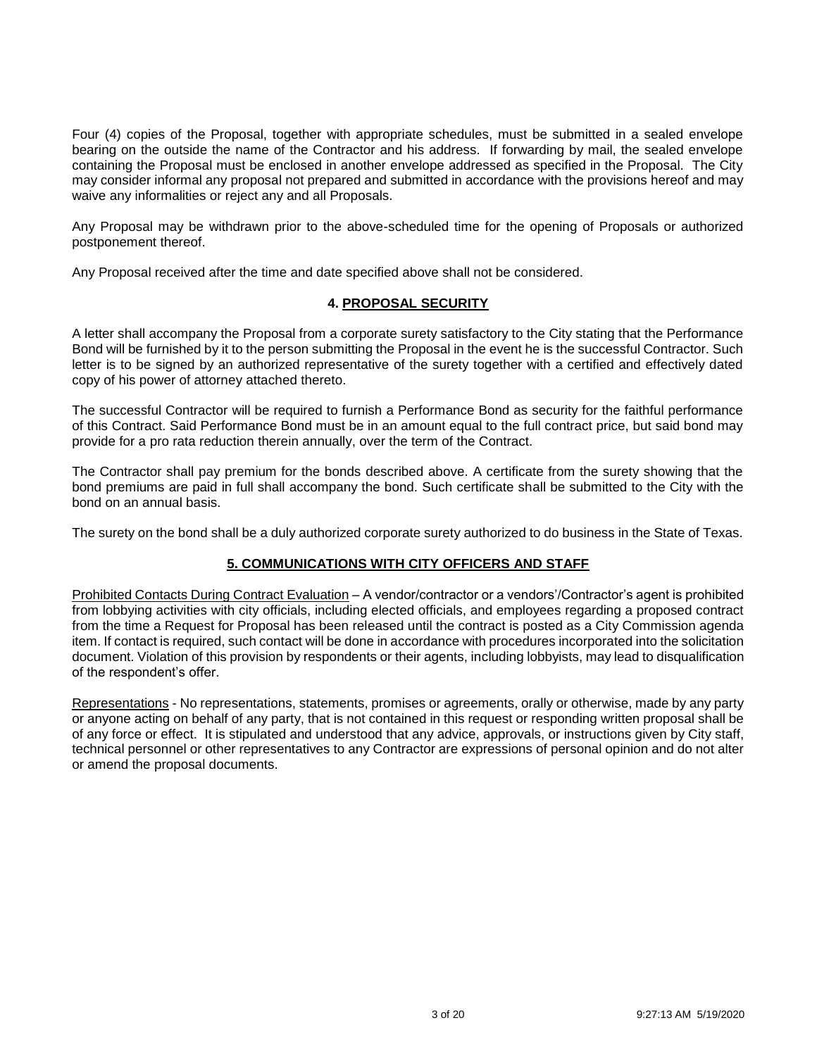Four (4) copies of the Proposal, together with appropriate schedules, must be submitted in a sealed envelope bearing on the outside the name of the Contractor and his address. If forwarding by mail, the sealed envelope containing the Proposal must be enclosed in another envelope addressed as specified in the Proposal. The City may consider informal any proposal not prepared and submitted in accordance with the provisions hereof and may waive any informalities or reject any and all Proposals.

Any Proposal may be withdrawn prior to the above-scheduled time for the opening of Proposals or authorized postponement thereof.

Any Proposal received after the time and date specified above shall not be considered.

## 4. PROPOSAL SECURITY

A letter shall accompany the Proposal from a corporate surety satisfactory to the City stating that the Performance Bond will be furnished by it to the person submitting the Proposal in the event he is the successful Contractor. Such letter is to be signed by an authorized representative of the surety together with a certified and effectively dated copy of his power of attorney attached thereto.

The successful Contractor will be required to furnish a Performance Bond as security for the faithful performance of this Contract. Said Performance Bond must be in an amount equal to the full contract price, but said bond may provide for a pro rata reduction therein annually, over the term of the Contract.

The Contractor shall pay premium for the bonds described above. A certificate from the surety showing that the bond premiums are paid in full shall accompany the bond. Such certificate shall be submitted to the City with the bond on an annual basis.

The surety on the bond shall be a duly authorized corporate surety authorized to do business in the State of Texas.

## 5. COMMUNICATIONS WITH CITY OFFICERS AND STAFF

Prohibited Contacts During Contract Evaluation – A vendor/contractor or a vendors'/Contractor's agent is prohibited from lobbying activities with city officials, including elected officials, and employees regarding a proposed contract from the time a Request for Proposal has been released until the contract is posted as a City Commission agenda item. If contact is required, such contact will be done in accordance with procedures incorporated into the solicitation document. Violation of this provision by respondents or their agents, including lobbyists, may lead to disqualification of the respondent's offer.

Representations - No representations, statements, promises or agreements, orally or otherwise, made by any party or anyone acting on behalf of any party, that is not contained in this request or responding written proposal shall be of any force or effect. It is stipulated and understood that any advice, approvals, or instructions given by City staff, technical personnel or other representatives to any Contractor are expressions of personal opinion and do not alter or amend the proposal documents.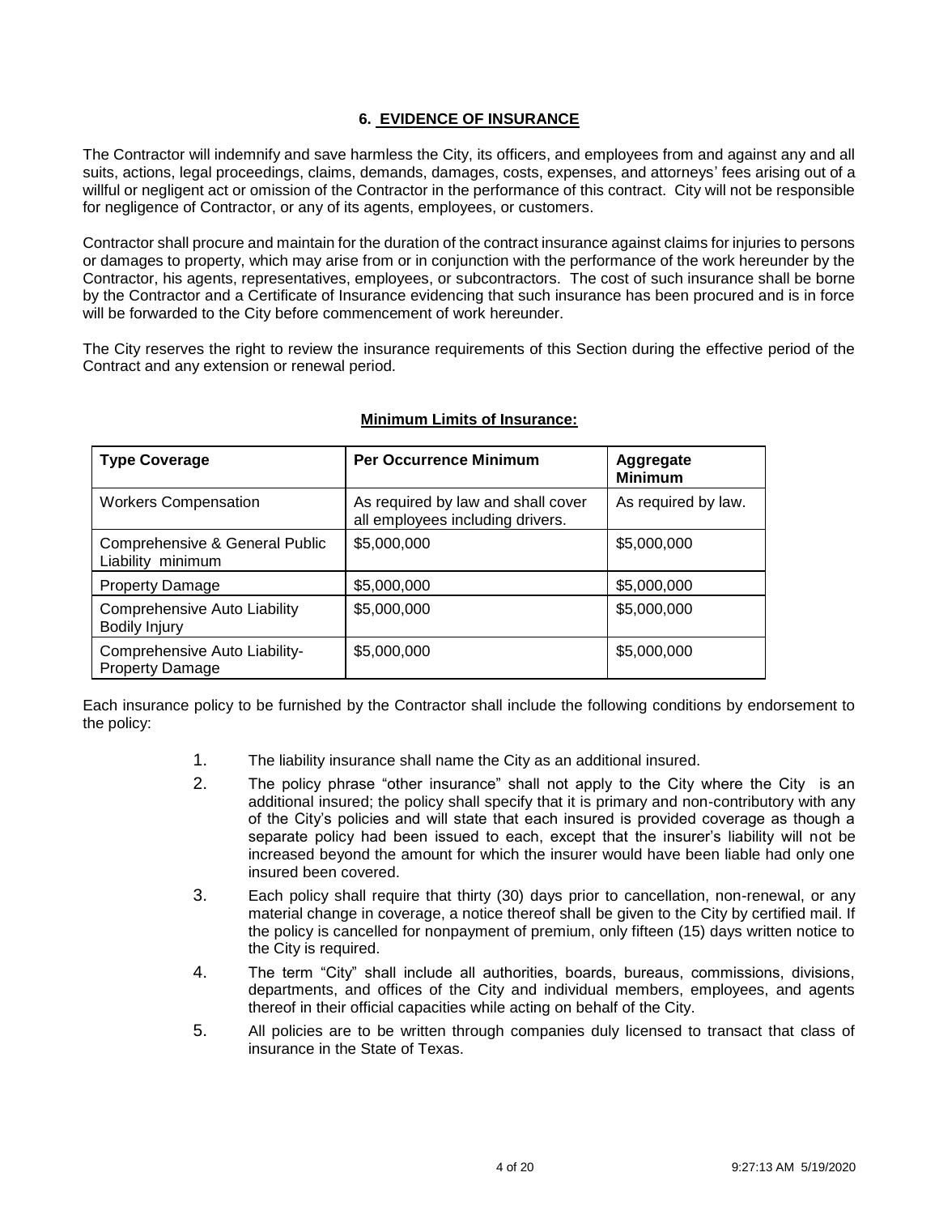## 6. EVIDENCE OF INSURANCE

The Contractor will indemnify and save harmless the City, its officers, and employees from and against any and all suits, actions, legal proceedings, claims, demands, damages, costs, expenses, and attorneys' fees arising out of a willful or negligent act or omission of the Contractor in the performance of this contract. City will not be responsible for negligence of Contractor, or any of its agents, employees, or customers.

Contractor shall procure and maintain for the duration of the contract insurance against claims for injuries to persons or damages to property, which may arise from or in conjunction with the performance of the work hereunder by the Contractor, his agents, representatives, employees, or subcontractors. The cost of such insurance shall be borne by the Contractor and a Certificate of Insurance evidencing that such insurance has been procured and is in force will be forwarded to the City before commencement of work hereunder.

The City reserves the right to review the insurance requirements of this Section during the effective period of the Contract and any extension or renewal period.

**Minimum Limits of Insurance:**

| Type Coverage | Per Occurrence Minimum | Aggregate Minimum |
|---|---|---|
| Workers Compensation | As required by law and shall cover all employees including drivers. | As required by law. |
| Comprehensive & General Public Liability minimum | $5,000,000 | $5,000,000 |
| Property Damage | $5,000,000 | $5,000,000 |
| Comprehensive Auto Liability Bodily Injury | $5,000,000 | $5,000,000 |
| Comprehensive Auto Liability-Property Damage | $5,000,000 | $5,000,000 |

Each insurance policy to be furnished by the Contractor shall include the following conditions by endorsement to the policy:

1. The liability insurance shall name the City as an additional insured.
2. The policy phrase "other insurance" shall not apply to the City where the City is an additional insured; the policy shall specify that it is primary and non-contributory with any of the City's policies and will state that each insured is provided coverage as though a separate policy had been issued to each, except that the insurer's liability will not be increased beyond the amount for which the insurer would have been liable had only one insured been covered.
3. Each policy shall require that thirty (30) days prior to cancellation, non-renewal, or any material change in coverage, a notice thereof shall be given to the City by certified mail. If the policy is cancelled for nonpayment of premium, only fifteen (15) days written notice to the City is required.
4. The term "City" shall include all authorities, boards, bureaus, commissions, divisions, departments, and offices of the City and individual members, employees, and agents thereof in their official capacities while acting on behalf of the City.
5. All policies are to be written through companies duly licensed to transact that class of insurance in the State of Texas.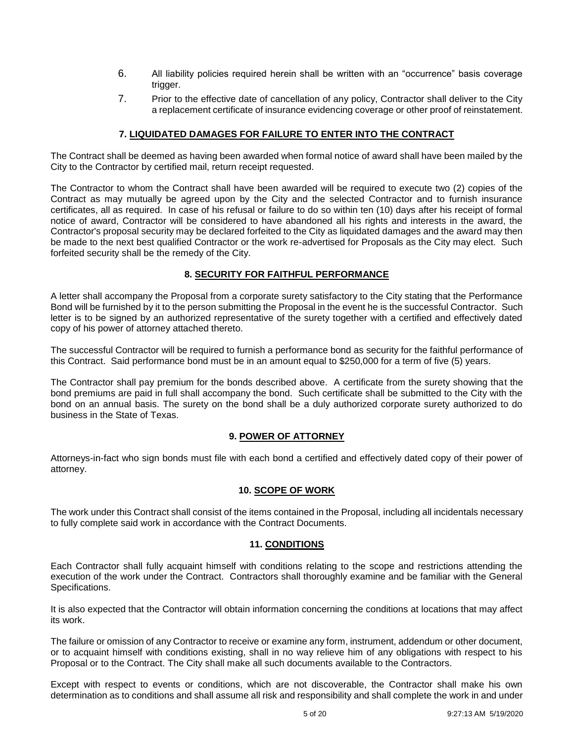6. All liability policies required herein shall be written with an "occurrence" basis coverage trigger.
7. Prior to the effective date of cancellation of any policy, Contractor shall deliver to the City a replacement certificate of insurance evidencing coverage or other proof of reinstatement.

## 7. LIQUIDATED DAMAGES FOR FAILURE TO ENTER INTO THE CONTRACT

The Contract shall be deemed as having been awarded when formal notice of award shall have been mailed by the City to the Contractor by certified mail, return receipt requested.

The Contractor to whom the Contract shall have been awarded will be required to execute two (2) copies of the Contract as may mutually be agreed upon by the City and the selected Contractor and to furnish insurance certificates, all as required. In case of his refusal or failure to do so within ten (10) days after his receipt of formal notice of award, Contractor will be considered to have abandoned all his rights and interests in the award, the Contractor's proposal security may be declared forfeited to the City as liquidated damages and the award may then be made to the next best qualified Contractor or the work re-advertised for Proposals as the City may elect. Such forfeited security shall be the remedy of the City.

## 8. SECURITY FOR FAITHFUL PERFORMANCE

A letter shall accompany the Proposal from a corporate surety satisfactory to the City stating that the Performance Bond will be furnished by it to the person submitting the Proposal in the event he is the successful Contractor. Such letter is to be signed by an authorized representative of the surety together with a certified and effectively dated copy of his power of attorney attached thereto.

The successful Contractor will be required to furnish a performance bond as security for the faithful performance of this Contract. Said performance bond must be in an amount equal to $250,000 for a term of five (5) years.

The Contractor shall pay premium for the bonds described above. A certificate from the surety showing that the bond premiums are paid in full shall accompany the bond. Such certificate shall be submitted to the City with the bond on an annual basis. The surety on the bond shall be a duly authorized corporate surety authorized to do business in the State of Texas.

## 9. POWER OF ATTORNEY

Attorneys-in-fact who sign bonds must file with each bond a certified and effectively dated copy of their power of attorney.

## 10. SCOPE OF WORK

The work under this Contract shall consist of the items contained in the Proposal, including all incidentals necessary to fully complete said work in accordance with the Contract Documents.

## 11. CONDITIONS

Each Contractor shall fully acquaint himself with conditions relating to the scope and restrictions attending the execution of the work under the Contract. Contractors shall thoroughly examine and be familiar with the General Specifications.

It is also expected that the Contractor will obtain information concerning the conditions at locations that may affect its work.

The failure or omission of any Contractor to receive or examine any form, instrument, addendum or other document, or to acquaint himself with conditions existing, shall in no way relieve him of any obligations with respect to his Proposal or to the Contract. The City shall make all such documents available to the Contractors.

Except with respect to events or conditions, which are not discoverable, the Contractor shall make his own determination as to conditions and shall assume all risk and responsibility and shall complete the work in and under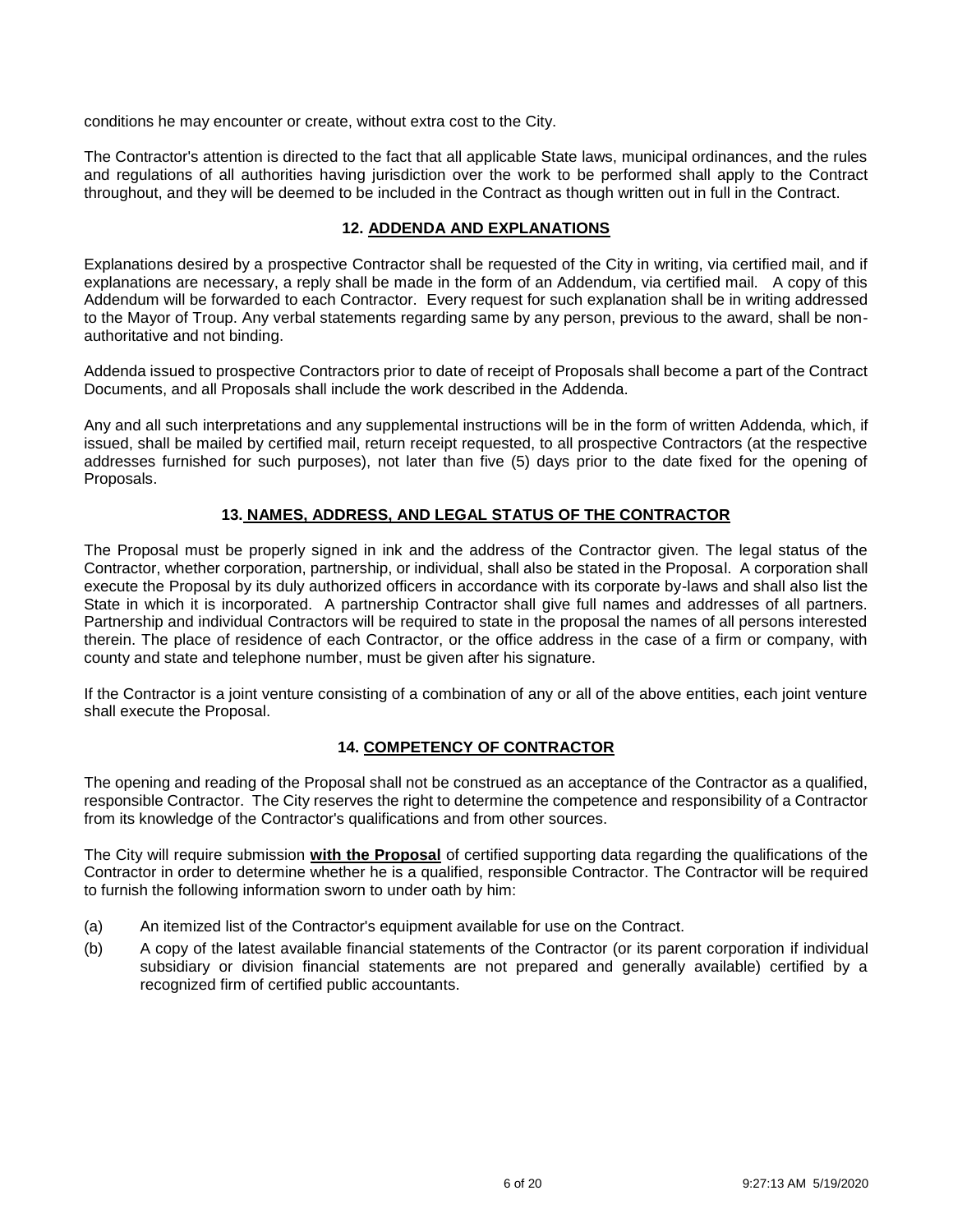conditions he may encounter or create, without extra cost to the City.

The Contractor's attention is directed to the fact that all applicable State laws, municipal ordinances, and the rules and regulations of all authorities having jurisdiction over the work to be performed shall apply to the Contract throughout, and they will be deemed to be included in the Contract as though written out in full in the Contract.

## 12. ADDENDA AND EXPLANATIONS

Explanations desired by a prospective Contractor shall be requested of the City in writing, via certified mail, and if explanations are necessary, a reply shall be made in the form of an Addendum, via certified mail. A copy of this Addendum will be forwarded to each Contractor. Every request for such explanation shall be in writing addressed to the Mayor of Troup. Any verbal statements regarding same by any person, previous to the award, shall be non-authoritative and not binding.

Addenda issued to prospective Contractors prior to date of receipt of Proposals shall become a part of the Contract Documents, and all Proposals shall include the work described in the Addenda.

Any and all such interpretations and any supplemental instructions will be in the form of written Addenda, which, if issued, shall be mailed by certified mail, return receipt requested, to all prospective Contractors (at the respective addresses furnished for such purposes), not later than five (5) days prior to the date fixed for the opening of Proposals.

## 13. NAMES, ADDRESS, AND LEGAL STATUS OF THE CONTRACTOR

The Proposal must be properly signed in ink and the address of the Contractor given. The legal status of the Contractor, whether corporation, partnership, or individual, shall also be stated in the Proposal. A corporation shall execute the Proposal by its duly authorized officers in accordance with its corporate by-laws and shall also list the State in which it is incorporated. A partnership Contractor shall give full names and addresses of all partners. Partnership and individual Contractors will be required to state in the proposal the names of all persons interested therein. The place of residence of each Contractor, or the office address in the case of a firm or company, with county and state and telephone number, must be given after his signature.

If the Contractor is a joint venture consisting of a combination of any or all of the above entities, each joint venture shall execute the Proposal.

## 14. COMPETENCY OF CONTRACTOR

The opening and reading of the Proposal shall not be construed as an acceptance of the Contractor as a qualified, responsible Contractor. The City reserves the right to determine the competence and responsibility of a Contractor from its knowledge of the Contractor's qualifications and from other sources.

The City will require submission **with the Proposal** of certified supporting data regarding the qualifications of the Contractor in order to determine whether he is a qualified, responsible Contractor. The Contractor will be required to furnish the following information sworn to under oath by him:

(a) An itemized list of the Contractor's equipment available for use on the Contract.

(b) A copy of the latest available financial statements of the Contractor (or its parent corporation if individual subsidiary or division financial statements are not prepared and generally available) certified by a recognized firm of certified public accountants.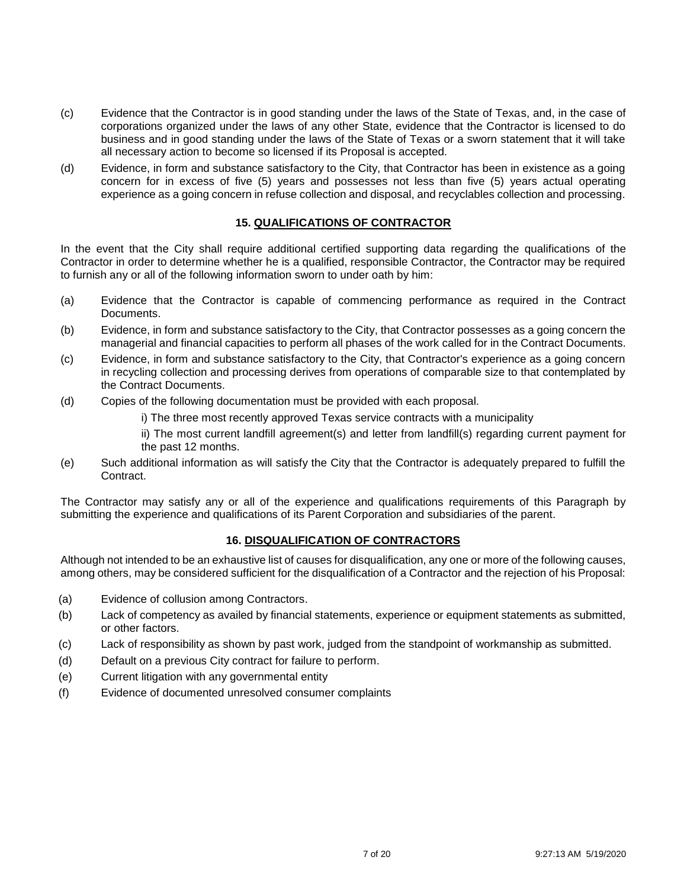(c) Evidence that the Contractor is in good standing under the laws of the State of Texas, and, in the case of corporations organized under the laws of any other State, evidence that the Contractor is licensed to do business and in good standing under the laws of the State of Texas or a sworn statement that it will take all necessary action to become so licensed if its Proposal is accepted.

(d) Evidence, in form and substance satisfactory to the City, that Contractor has been in existence as a going concern for in excess of five (5) years and possesses not less than five (5) years actual operating experience as a going concern in refuse collection and disposal, and recyclables collection and processing.

## 15. QUALIFICATIONS OF CONTRACTOR

In the event that the City shall require additional certified supporting data regarding the qualifications of the Contractor in order to determine whether he is a qualified, responsible Contractor, the Contractor may be required to furnish any or all of the following information sworn to under oath by him:

(a) Evidence that the Contractor is capable of commencing performance as required in the Contract Documents.

(b) Evidence, in form and substance satisfactory to the City, that Contractor possesses as a going concern the managerial and financial capacities to perform all phases of the work called for in the Contract Documents.

(c) Evidence, in form and substance satisfactory to the City, that Contractor's experience as a going concern in recycling collection and processing derives from operations of comparable size to that contemplated by the Contract Documents.

(d) Copies of the following documentation must be provided with each proposal.

i) The three most recently approved Texas service contracts with a municipality

ii) The most current landfill agreement(s) and letter from landfill(s) regarding current payment for the past 12 months.

(e) Such additional information as will satisfy the City that the Contractor is adequately prepared to fulfill the Contract.

The Contractor may satisfy any or all of the experience and qualifications requirements of this Paragraph by submitting the experience and qualifications of its Parent Corporation and subsidiaries of the parent.

## 16. DISQUALIFICATION OF CONTRACTORS

Although not intended to be an exhaustive list of causes for disqualification, any one or more of the following causes, among others, may be considered sufficient for the disqualification of a Contractor and the rejection of his Proposal:

(a) Evidence of collusion among Contractors.

(b) Lack of competency as availed by financial statements, experience or equipment statements as submitted, or other factors.

(c) Lack of responsibility as shown by past work, judged from the standpoint of workmanship as submitted.

(d) Default on a previous City contract for failure to perform.

(e) Current litigation with any governmental entity

(f) Evidence of documented unresolved consumer complaints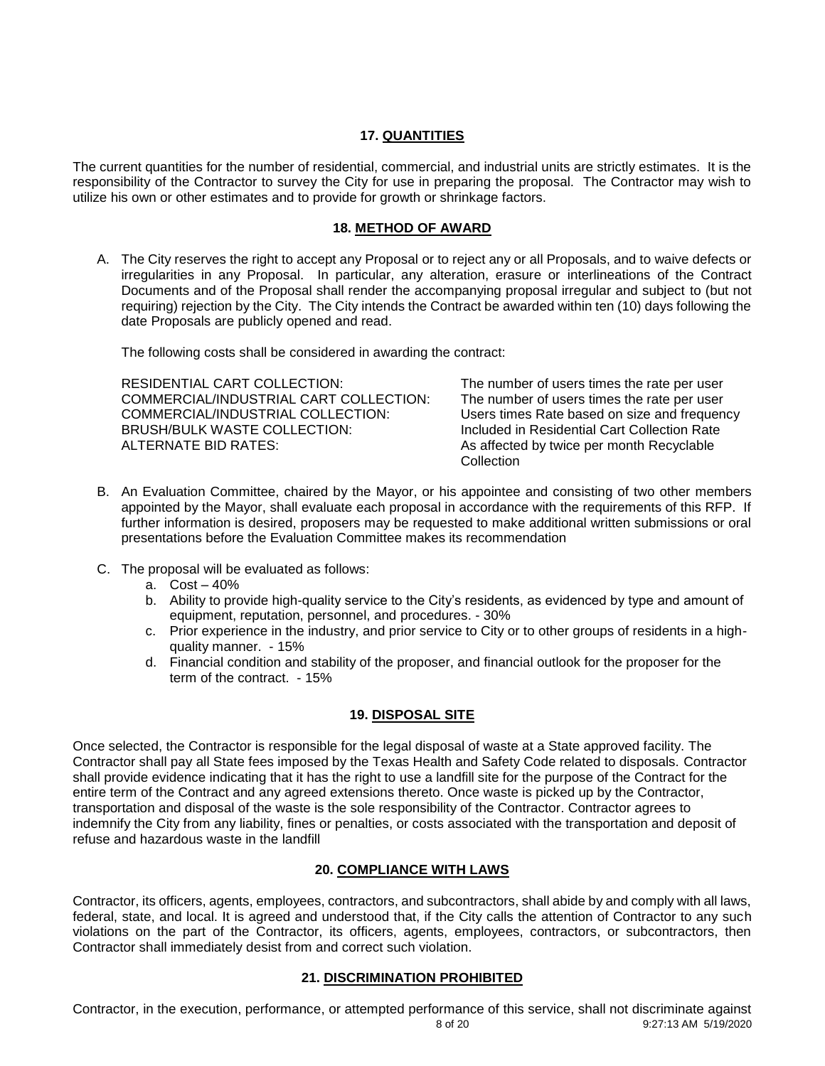## 17. QUANTITIES

The current quantities for the number of residential, commercial, and industrial units are strictly estimates. It is the responsibility of the Contractor to survey the City for use in preparing the proposal. The Contractor may wish to utilize his own or other estimates and to provide for growth or shrinkage factors.

## 18. METHOD OF AWARD

A. The City reserves the right to accept any Proposal or to reject any or all Proposals, and to waive defects or irregularities in any Proposal. In particular, any alteration, erasure or interlineations of the Contract Documents and of the Proposal shall render the accompanying proposal irregular and subject to (but not requiring) rejection by the City. The City intends the Contract be awarded within ten (10) days following the date Proposals are publicly opened and read.

The following costs shall be considered in awarding the contract:

| | |
|---|---|
| RESIDENTIAL CART COLLECTION: | The number of users times the rate per user |
| COMMERCIAL/INDUSTRIAL CART COLLECTION: | The number of users times the rate per user |
| COMMERCIAL/INDUSTRIAL COLLECTION: | Users times Rate based on size and frequency |
| BRUSH/BULK WASTE COLLECTION: | Included in Residential Cart Collection Rate |
| ALTERNATE BID RATES: | As affected by twice per month Recyclable Collection |

B. An Evaluation Committee, chaired by the Mayor, or his appointee and consisting of two other members appointed by the Mayor, shall evaluate each proposal in accordance with the requirements of this RFP. If further information is desired, proposers may be requested to make additional written submissions or oral presentations before the Evaluation Committee makes its recommendation

C. The proposal will be evaluated as follows:
   a. Cost – 40%
   b. Ability to provide high-quality service to the City's residents, as evidenced by type and amount of equipment, reputation, personnel, and procedures. - 30%
   c. Prior experience in the industry, and prior service to City or to other groups of residents in a high-quality manner. - 15%
   d. Financial condition and stability of the proposer, and financial outlook for the proposer for the term of the contract. - 15%

## 19. DISPOSAL SITE

Once selected, the Contractor is responsible for the legal disposal of waste at a State approved facility. The Contractor shall pay all State fees imposed by the Texas Health and Safety Code related to disposals. Contractor shall provide evidence indicating that it has the right to use a landfill site for the purpose of the Contract for the entire term of the Contract and any agreed extensions thereto. Once waste is picked up by the Contractor, transportation and disposal of the waste is the sole responsibility of the Contractor. Contractor agrees to indemnify the City from any liability, fines or penalties, or costs associated with the transportation and deposit of refuse and hazardous waste in the landfill

## 20. COMPLIANCE WITH LAWS

Contractor, its officers, agents, employees, contractors, and subcontractors, shall abide by and comply with all laws, federal, state, and local. It is agreed and understood that, if the City calls the attention of Contractor to any such violations on the part of the Contractor, its officers, agents, employees, contractors, or subcontractors, then Contractor shall immediately desist from and correct such violation.

## 21. DISCRIMINATION PROHIBITED

Contractor, in the execution, performance, or attempted performance of this service, shall not discriminate against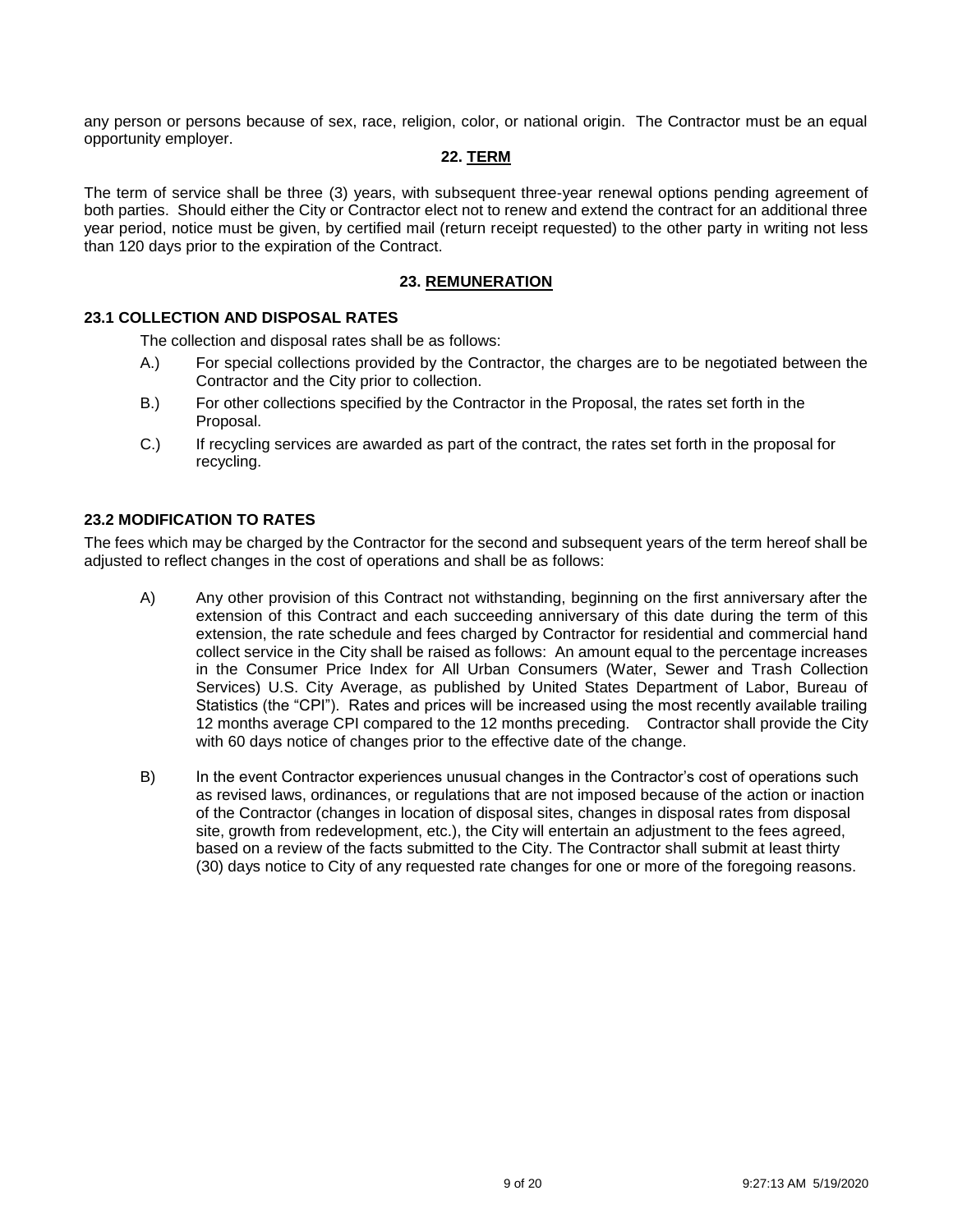any person or persons because of sex, race, religion, color, or national origin. The Contractor must be an equal opportunity employer.

## 22. TERM

The term of service shall be three (3) years, with subsequent three-year renewal options pending agreement of both parties. Should either the City or Contractor elect not to renew and extend the contract for an additional three year period, notice must be given, by certified mail (return receipt requested) to the other party in writing not less than 120 days prior to the expiration of the Contract.

## 23. REMUNERATION

### 23.1 COLLECTION AND DISPOSAL RATES

The collection and disposal rates shall be as follows:

A.) For special collections provided by the Contractor, the charges are to be negotiated between the Contractor and the City prior to collection.

B.) For other collections specified by the Contractor in the Proposal, the rates set forth in the Proposal.

C.) If recycling services are awarded as part of the contract, the rates set forth in the proposal for recycling.

### 23.2 MODIFICATION TO RATES

The fees which may be charged by the Contractor for the second and subsequent years of the term hereof shall be adjusted to reflect changes in the cost of operations and shall be as follows:

A) Any other provision of this Contract not withstanding, beginning on the first anniversary after the extension of this Contract and each succeeding anniversary of this date during the term of this extension, the rate schedule and fees charged by Contractor for residential and commercial hand collect service in the City shall be raised as follows: An amount equal to the percentage increases in the Consumer Price Index for All Urban Consumers (Water, Sewer and Trash Collection Services) U.S. City Average, as published by United States Department of Labor, Bureau of Statistics (the "CPI"). Rates and prices will be increased using the most recently available trailing 12 months average CPI compared to the 12 months preceding. Contractor shall provide the City with 60 days notice of changes prior to the effective date of the change.

B) In the event Contractor experiences unusual changes in the Contractor's cost of operations such as revised laws, ordinances, or regulations that are not imposed because of the action or inaction of the Contractor (changes in location of disposal sites, changes in disposal rates from disposal site, growth from redevelopment, etc.), the City will entertain an adjustment to the fees agreed, based on a review of the facts submitted to the City. The Contractor shall submit at least thirty (30) days notice to City of any requested rate changes for one or more of the foregoing reasons.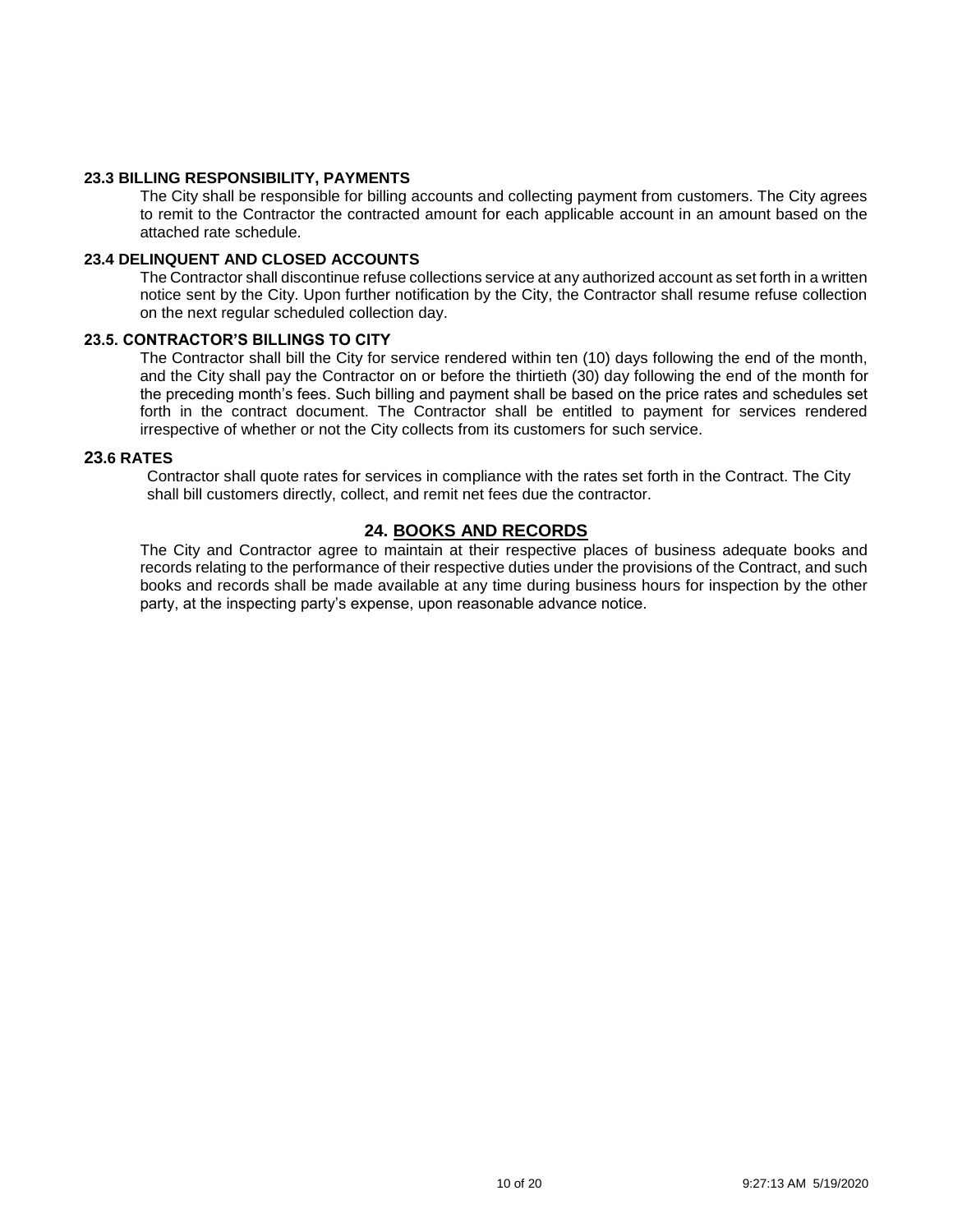### 23.3 BILLING RESPONSIBILITY, PAYMENTS

The City shall be responsible for billing accounts and collecting payment from customers. The City agrees to remit to the Contractor the contracted amount for each applicable account in an amount based on the attached rate schedule.

### 23.4 DELINQUENT AND CLOSED ACCOUNTS

The Contractor shall discontinue refuse collections service at any authorized account as set forth in a written notice sent by the City. Upon further notification by the City, the Contractor shall resume refuse collection on the next regular scheduled collection day.

### 23.5. CONTRACTOR'S BILLINGS TO CITY

The Contractor shall bill the City for service rendered within ten (10) days following the end of the month, and the City shall pay the Contractor on or before the thirtieth (30) day following the end of the month for the preceding month's fees. Such billing and payment shall be based on the price rates and schedules set forth in the contract document. The Contractor shall be entitled to payment for services rendered irrespective of whether or not the City collects from its customers for such service.

### 23.6 RATES

Contractor shall quote rates for services in compliance with the rates set forth in the Contract. The City shall bill customers directly, collect, and remit net fees due the contractor.

## 24. BOOKS AND RECORDS

The City and Contractor agree to maintain at their respective places of business adequate books and records relating to the performance of their respective duties under the provisions of the Contract, and such books and records shall be made available at any time during business hours for inspection by the other party, at the inspecting party's expense, upon reasonable advance notice.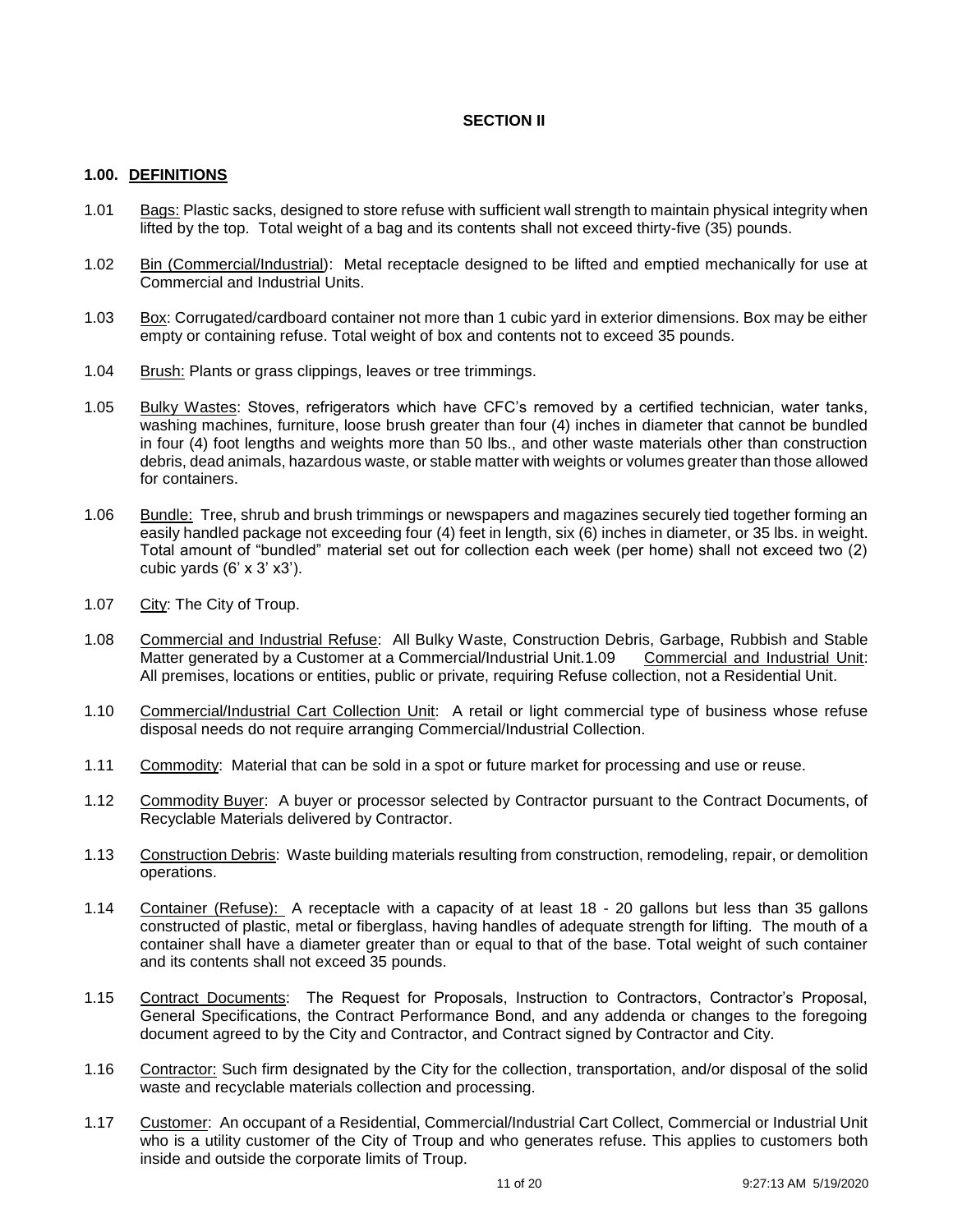**SECTION II**

## 1.00. DEFINITIONS

1.01 Bags: Plastic sacks, designed to store refuse with sufficient wall strength to maintain physical integrity when lifted by the top. Total weight of a bag and its contents shall not exceed thirty-five (35) pounds.

1.02 Bin (Commercial/Industrial): Metal receptacle designed to be lifted and emptied mechanically for use at Commercial and Industrial Units.

1.03 Box: Corrugated/cardboard container not more than 1 cubic yard in exterior dimensions. Box may be either empty or containing refuse. Total weight of box and contents not to exceed 35 pounds.

1.04 Brush: Plants or grass clippings, leaves or tree trimmings.

1.05 Bulky Wastes: Stoves, refrigerators which have CFC's removed by a certified technician, water tanks, washing machines, furniture, loose brush greater than four (4) inches in diameter that cannot be bundled in four (4) foot lengths and weights more than 50 lbs., and other waste materials other than construction debris, dead animals, hazardous waste, or stable matter with weights or volumes greater than those allowed for containers.

1.06 Bundle: Tree, shrub and brush trimmings or newspapers and magazines securely tied together forming an easily handled package not exceeding four (4) feet in length, six (6) inches in diameter, or 35 lbs. in weight. Total amount of "bundled" material set out for collection each week (per home) shall not exceed two (2) cubic yards (6' x 3' x3').

1.07 City: The City of Troup.

1.08 Commercial and Industrial Refuse: All Bulky Waste, Construction Debris, Garbage, Rubbish and Stable Matter generated by a Customer at a Commercial/Industrial Unit.1.09 Commercial and Industrial Unit: All premises, locations or entities, public or private, requiring Refuse collection, not a Residential Unit.

1.10 Commercial/Industrial Cart Collection Unit: A retail or light commercial type of business whose refuse disposal needs do not require arranging Commercial/Industrial Collection.

1.11 Commodity: Material that can be sold in a spot or future market for processing and use or reuse.

1.12 Commodity Buyer: A buyer or processor selected by Contractor pursuant to the Contract Documents, of Recyclable Materials delivered by Contractor.

1.13 Construction Debris: Waste building materials resulting from construction, remodeling, repair, or demolition operations.

1.14 Container (Refuse): A receptacle with a capacity of at least 18 - 20 gallons but less than 35 gallons constructed of plastic, metal or fiberglass, having handles of adequate strength for lifting. The mouth of a container shall have a diameter greater than or equal to that of the base. Total weight of such container and its contents shall not exceed 35 pounds.

1.15 Contract Documents: The Request for Proposals, Instruction to Contractors, Contractor's Proposal, General Specifications, the Contract Performance Bond, and any addenda or changes to the foregoing document agreed to by the City and Contractor, and Contract signed by Contractor and City.

1.16 Contractor: Such firm designated by the City for the collection, transportation, and/or disposal of the solid waste and recyclable materials collection and processing.

1.17 Customer: An occupant of a Residential, Commercial/Industrial Cart Collect, Commercial or Industrial Unit who is a utility customer of the City of Troup and who generates refuse. This applies to customers both inside and outside the corporate limits of Troup.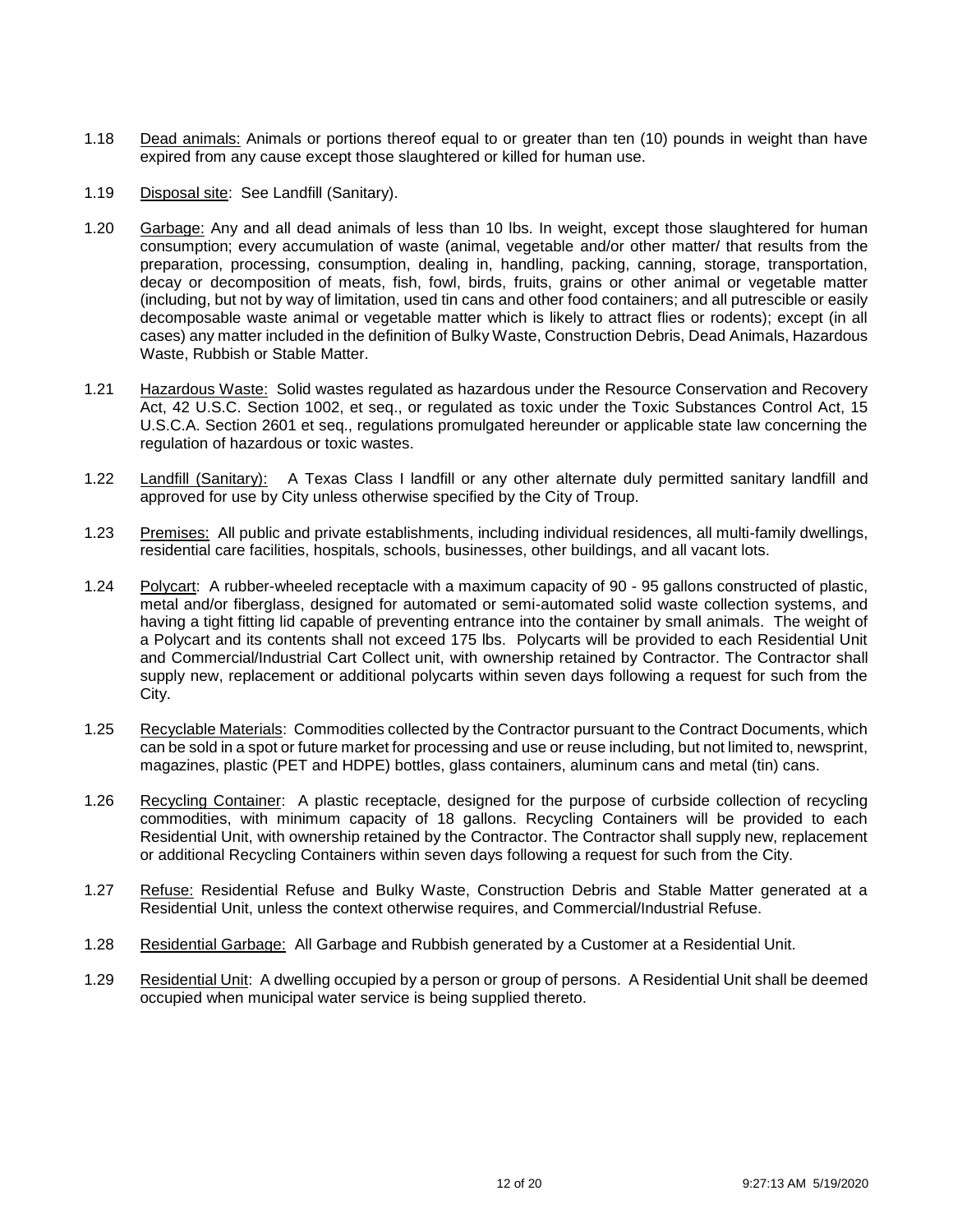1.18 Dead animals: Animals or portions thereof equal to or greater than ten (10) pounds in weight than have expired from any cause except those slaughtered or killed for human use.

1.19 Disposal site: See Landfill (Sanitary).

1.20 Garbage: Any and all dead animals of less than 10 lbs. In weight, except those slaughtered for human consumption; every accumulation of waste (animal, vegetable and/or other matter/ that results from the preparation, processing, consumption, dealing in, handling, packing, canning, storage, transportation, decay or decomposition of meats, fish, fowl, birds, fruits, grains or other animal or vegetable matter (including, but not by way of limitation, used tin cans and other food containers; and all putrescible or easily decomposable waste animal or vegetable matter which is likely to attract flies or rodents); except (in all cases) any matter included in the definition of Bulky Waste, Construction Debris, Dead Animals, Hazardous Waste, Rubbish or Stable Matter.

1.21 Hazardous Waste: Solid wastes regulated as hazardous under the Resource Conservation and Recovery Act, 42 U.S.C. Section 1002, et seq., or regulated as toxic under the Toxic Substances Control Act, 15 U.S.C.A. Section 2601 et seq., regulations promulgated hereunder or applicable state law concerning the regulation of hazardous or toxic wastes.

1.22 Landfill (Sanitary): A Texas Class I landfill or any other alternate duly permitted sanitary landfill and approved for use by City unless otherwise specified by the City of Troup.

1.23 Premises: All public and private establishments, including individual residences, all multi-family dwellings, residential care facilities, hospitals, schools, businesses, other buildings, and all vacant lots.

1.24 Polycart: A rubber-wheeled receptacle with a maximum capacity of 90 - 95 gallons constructed of plastic, metal and/or fiberglass, designed for automated or semi-automated solid waste collection systems, and having a tight fitting lid capable of preventing entrance into the container by small animals. The weight of a Polycart and its contents shall not exceed 175 lbs. Polycarts will be provided to each Residential Unit and Commercial/Industrial Cart Collect unit, with ownership retained by Contractor. The Contractor shall supply new, replacement or additional polycarts within seven days following a request for such from the City.

1.25 Recyclable Materials: Commodities collected by the Contractor pursuant to the Contract Documents, which can be sold in a spot or future market for processing and use or reuse including, but not limited to, newsprint, magazines, plastic (PET and HDPE) bottles, glass containers, aluminum cans and metal (tin) cans.

1.26 Recycling Container: A plastic receptacle, designed for the purpose of curbside collection of recycling commodities, with minimum capacity of 18 gallons. Recycling Containers will be provided to each Residential Unit, with ownership retained by the Contractor. The Contractor shall supply new, replacement or additional Recycling Containers within seven days following a request for such from the City.

1.27 Refuse: Residential Refuse and Bulky Waste, Construction Debris and Stable Matter generated at a Residential Unit, unless the context otherwise requires, and Commercial/Industrial Refuse.

1.28 Residential Garbage: All Garbage and Rubbish generated by a Customer at a Residential Unit.

1.29 Residential Unit: A dwelling occupied by a person or group of persons. A Residential Unit shall be deemed occupied when municipal water service is being supplied thereto.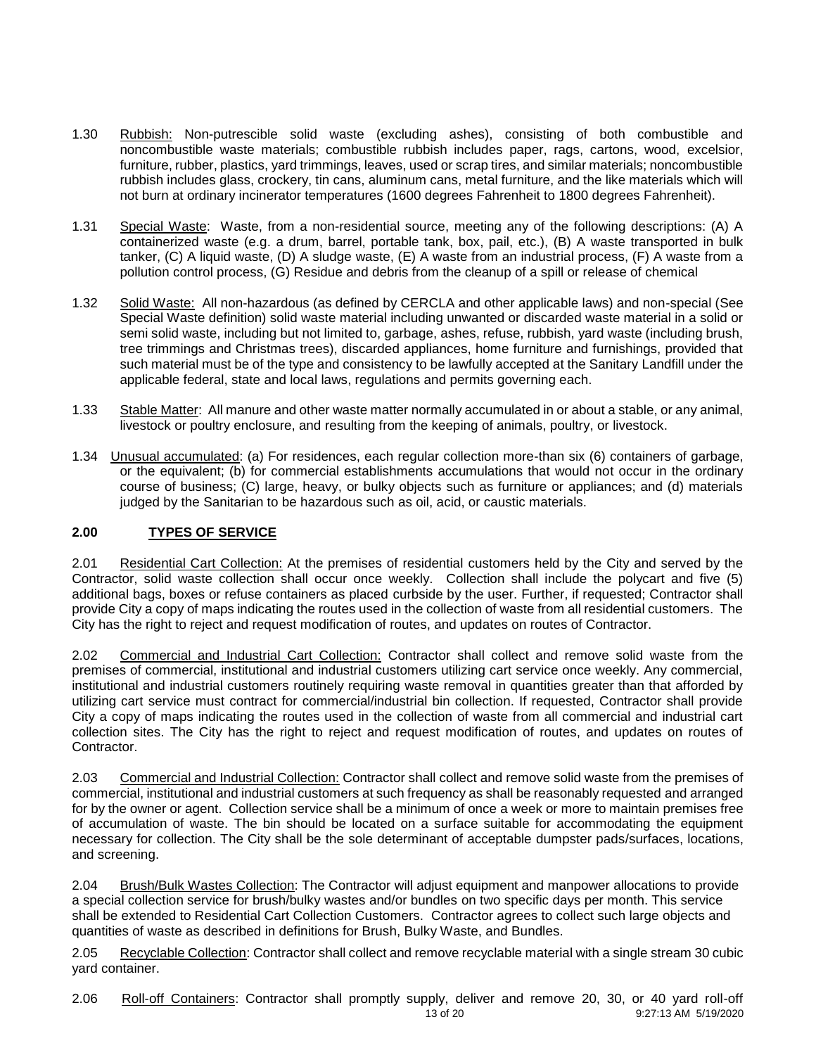1.30 Rubbish: Non-putrescible solid waste (excluding ashes), consisting of both combustible and noncombustible waste materials; combustible rubbish includes paper, rags, cartons, wood, excelsior, furniture, rubber, plastics, yard trimmings, leaves, used or scrap tires, and similar materials; noncombustible rubbish includes glass, crockery, tin cans, aluminum cans, metal furniture, and the like materials which will not burn at ordinary incinerator temperatures (1600 degrees Fahrenheit to 1800 degrees Fahrenheit).

1.31 Special Waste: Waste, from a non-residential source, meeting any of the following descriptions: (A) A containerized waste (e.g. a drum, barrel, portable tank, box, pail, etc.), (B) A waste transported in bulk tanker, (C) A liquid waste, (D) A sludge waste, (E) A waste from an industrial process, (F) A waste from a pollution control process, (G) Residue and debris from the cleanup of a spill or release of chemical

1.32 Solid Waste: All non-hazardous (as defined by CERCLA and other applicable laws) and non-special (See Special Waste definition) solid waste material including unwanted or discarded waste material in a solid or semi solid waste, including but not limited to, garbage, ashes, refuse, rubbish, yard waste (including brush, tree trimmings and Christmas trees), discarded appliances, home furniture and furnishings, provided that such material must be of the type and consistency to be lawfully accepted at the Sanitary Landfill under the applicable federal, state and local laws, regulations and permits governing each.

1.33 Stable Matter: All manure and other waste matter normally accumulated in or about a stable, or any animal, livestock or poultry enclosure, and resulting from the keeping of animals, poultry, or livestock.

1.34 Unusual accumulated: (a) For residences, each regular collection more-than six (6) containers of garbage, or the equivalent; (b) for commercial establishments accumulations that would not occur in the ordinary course of business; (C) large, heavy, or bulky objects such as furniture or appliances; and (d) materials judged by the Sanitarian to be hazardous such as oil, acid, or caustic materials.

## 2.00 TYPES OF SERVICE

2.01 Residential Cart Collection: At the premises of residential customers held by the City and served by the Contractor, solid waste collection shall occur once weekly. Collection shall include the polycart and five (5) additional bags, boxes or refuse containers as placed curbside by the user. Further, if requested; Contractor shall provide City a copy of maps indicating the routes used in the collection of waste from all residential customers. The City has the right to reject and request modification of routes, and updates on routes of Contractor.

2.02 Commercial and Industrial Cart Collection: Contractor shall collect and remove solid waste from the premises of commercial, institutional and industrial customers utilizing cart service once weekly. Any commercial, institutional and industrial customers routinely requiring waste removal in quantities greater than that afforded by utilizing cart service must contract for commercial/industrial bin collection. If requested, Contractor shall provide City a copy of maps indicating the routes used in the collection of waste from all commercial and industrial cart collection sites. The City has the right to reject and request modification of routes, and updates on routes of Contractor.

2.03 Commercial and Industrial Collection: Contractor shall collect and remove solid waste from the premises of commercial, institutional and industrial customers at such frequency as shall be reasonably requested and arranged for by the owner or agent. Collection service shall be a minimum of once a week or more to maintain premises free of accumulation of waste. The bin should be located on a surface suitable for accommodating the equipment necessary for collection. The City shall be the sole determinant of acceptable dumpster pads/surfaces, locations, and screening.

2.04 Brush/Bulk Wastes Collection: The Contractor will adjust equipment and manpower allocations to provide a special collection service for brush/bulky wastes and/or bundles on two specific days per month. This service shall be extended to Residential Cart Collection Customers. Contractor agrees to collect such large objects and quantities of waste as described in definitions for Brush, Bulky Waste, and Bundles.

2.05 Recyclable Collection: Contractor shall collect and remove recyclable material with a single stream 30 cubic yard container.

2.06 Roll-off Containers: Contractor shall promptly supply, deliver and remove 20, 30, or 40 yard roll-off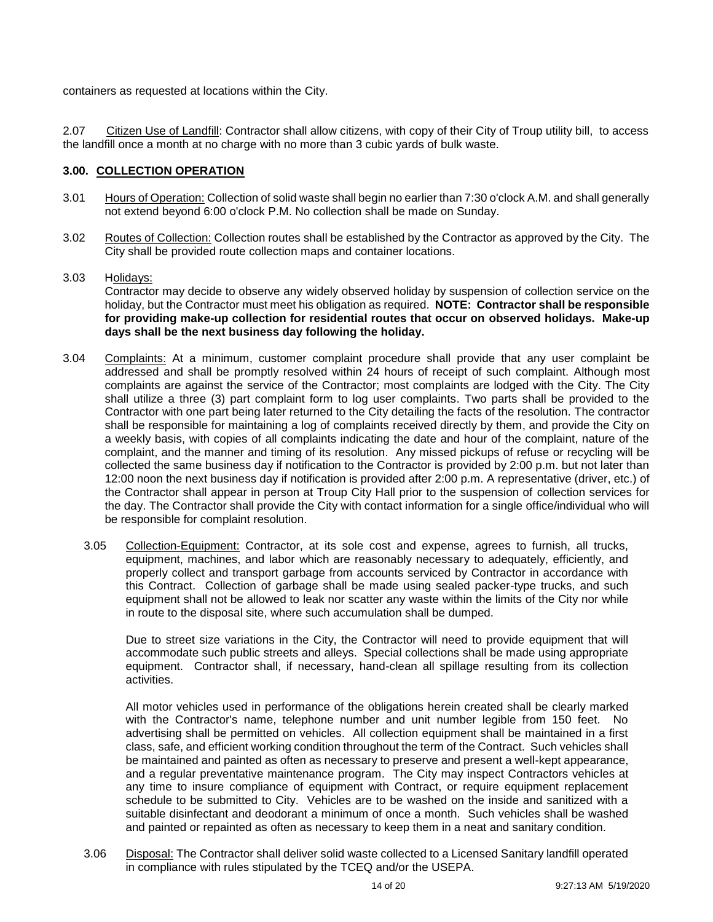containers as requested at locations within the City.

2.07 Citizen Use of Landfill: Contractor shall allow citizens, with copy of their City of Troup utility bill, to access the landfill once a month at no charge with no more than 3 cubic yards of bulk waste.

## 3.00. COLLECTION OPERATION

3.01 Hours of Operation: Collection of solid waste shall begin no earlier than 7:30 o'clock A.M. and shall generally not extend beyond 6:00 o'clock P.M. No collection shall be made on Sunday.

3.02 Routes of Collection: Collection routes shall be established by the Contractor as approved by the City. The City shall be provided route collection maps and container locations.

3.03 Holidays:
Contractor may decide to observe any widely observed holiday by suspension of collection service on the holiday, but the Contractor must meet his obligation as required. **NOTE: Contractor shall be responsible for providing make-up collection for residential routes that occur on observed holidays. Make-up days shall be the next business day following the holiday.**

3.04 Complaints: At a minimum, customer complaint procedure shall provide that any user complaint be addressed and shall be promptly resolved within 24 hours of receipt of such complaint. Although most complaints are against the service of the Contractor; most complaints are lodged with the City. The City shall utilize a three (3) part complaint form to log user complaints. Two parts shall be provided to the Contractor with one part being later returned to the City detailing the facts of the resolution. The contractor shall be responsible for maintaining a log of complaints received directly by them, and provide the City on a weekly basis, with copies of all complaints indicating the date and hour of the complaint, nature of the complaint, and the manner and timing of its resolution. Any missed pickups of refuse or recycling will be collected the same business day if notification to the Contractor is provided by 2:00 p.m. but not later than 12:00 noon the next business day if notification is provided after 2:00 p.m. A representative (driver, etc.) of the Contractor shall appear in person at Troup City Hall prior to the suspension of collection services for the day. The Contractor shall provide the City with contact information for a single office/individual who will be responsible for complaint resolution.

3.05 Collection-Equipment: Contractor, at its sole cost and expense, agrees to furnish, all trucks, equipment, machines, and labor which are reasonably necessary to adequately, efficiently, and properly collect and transport garbage from accounts serviced by Contractor in accordance with this Contract. Collection of garbage shall be made using sealed packer-type trucks, and such equipment shall not be allowed to leak nor scatter any waste within the limits of the City nor while in route to the disposal site, where such accumulation shall be dumped.

Due to street size variations in the City, the Contractor will need to provide equipment that will accommodate such public streets and alleys. Special collections shall be made using appropriate equipment. Contractor shall, if necessary, hand-clean all spillage resulting from its collection activities.

All motor vehicles used in performance of the obligations herein created shall be clearly marked with the Contractor's name, telephone number and unit number legible from 150 feet. No advertising shall be permitted on vehicles. All collection equipment shall be maintained in a first class, safe, and efficient working condition throughout the term of the Contract. Such vehicles shall be maintained and painted as often as necessary to preserve and present a well-kept appearance, and a regular preventative maintenance program. The City may inspect Contractors vehicles at any time to insure compliance of equipment with Contract, or require equipment replacement schedule to be submitted to City. Vehicles are to be washed on the inside and sanitized with a suitable disinfectant and deodorant a minimum of once a month. Such vehicles shall be washed and painted or repainted as often as necessary to keep them in a neat and sanitary condition.

3.06 Disposal: The Contractor shall deliver solid waste collected to a Licensed Sanitary landfill operated in compliance with rules stipulated by the TCEQ and/or the USEPA.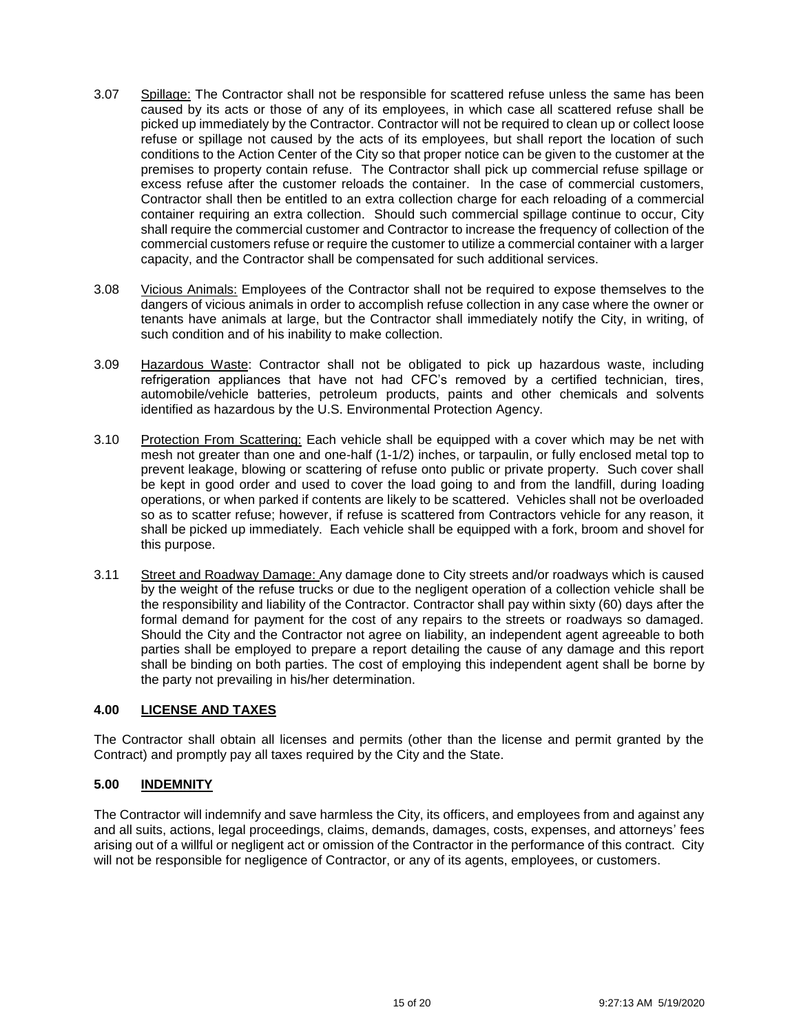3.07 Spillage: The Contractor shall not be responsible for scattered refuse unless the same has been caused by its acts or those of any of its employees, in which case all scattered refuse shall be picked up immediately by the Contractor. Contractor will not be required to clean up or collect loose refuse or spillage not caused by the acts of its employees, but shall report the location of such conditions to the Action Center of the City so that proper notice can be given to the customer at the premises to property contain refuse. The Contractor shall pick up commercial refuse spillage or excess refuse after the customer reloads the container. In the case of commercial customers, Contractor shall then be entitled to an extra collection charge for each reloading of a commercial container requiring an extra collection. Should such commercial spillage continue to occur, City shall require the commercial customer and Contractor to increase the frequency of collection of the commercial customers refuse or require the customer to utilize a commercial container with a larger capacity, and the Contractor shall be compensated for such additional services.

3.08 Vicious Animals: Employees of the Contractor shall not be required to expose themselves to the dangers of vicious animals in order to accomplish refuse collection in any case where the owner or tenants have animals at large, but the Contractor shall immediately notify the City, in writing, of such condition and of his inability to make collection.

3.09 Hazardous Waste: Contractor shall not be obligated to pick up hazardous waste, including refrigeration appliances that have not had CFC's removed by a certified technician, tires, automobile/vehicle batteries, petroleum products, paints and other chemicals and solvents identified as hazardous by the U.S. Environmental Protection Agency.

3.10 Protection From Scattering: Each vehicle shall be equipped with a cover which may be net with mesh not greater than one and one-half (1-1/2) inches, or tarpaulin, or fully enclosed metal top to prevent leakage, blowing or scattering of refuse onto public or private property. Such cover shall be kept in good order and used to cover the load going to and from the landfill, during loading operations, or when parked if contents are likely to be scattered. Vehicles shall not be overloaded so as to scatter refuse; however, if refuse is scattered from Contractors vehicle for any reason, it shall be picked up immediately. Each vehicle shall be equipped with a fork, broom and shovel for this purpose.

3.11 Street and Roadway Damage: Any damage done to City streets and/or roadways which is caused by the weight of the refuse trucks or due to the negligent operation of a collection vehicle shall be the responsibility and liability of the Contractor. Contractor shall pay within sixty (60) days after the formal demand for payment for the cost of any repairs to the streets or roadways so damaged. Should the City and the Contractor not agree on liability, an independent agent agreeable to both parties shall be employed to prepare a report detailing the cause of any damage and this report shall be binding on both parties. The cost of employing this independent agent shall be borne by the party not prevailing in his/her determination.

## 4.00 LICENSE AND TAXES

The Contractor shall obtain all licenses and permits (other than the license and permit granted by the Contract) and promptly pay all taxes required by the City and the State.

## 5.00 INDEMNITY

The Contractor will indemnify and save harmless the City, its officers, and employees from and against any and all suits, actions, legal proceedings, claims, demands, damages, costs, expenses, and attorneys' fees arising out of a willful or negligent act or omission of the Contractor in the performance of this contract. City will not be responsible for negligence of Contractor, or any of its agents, employees, or customers.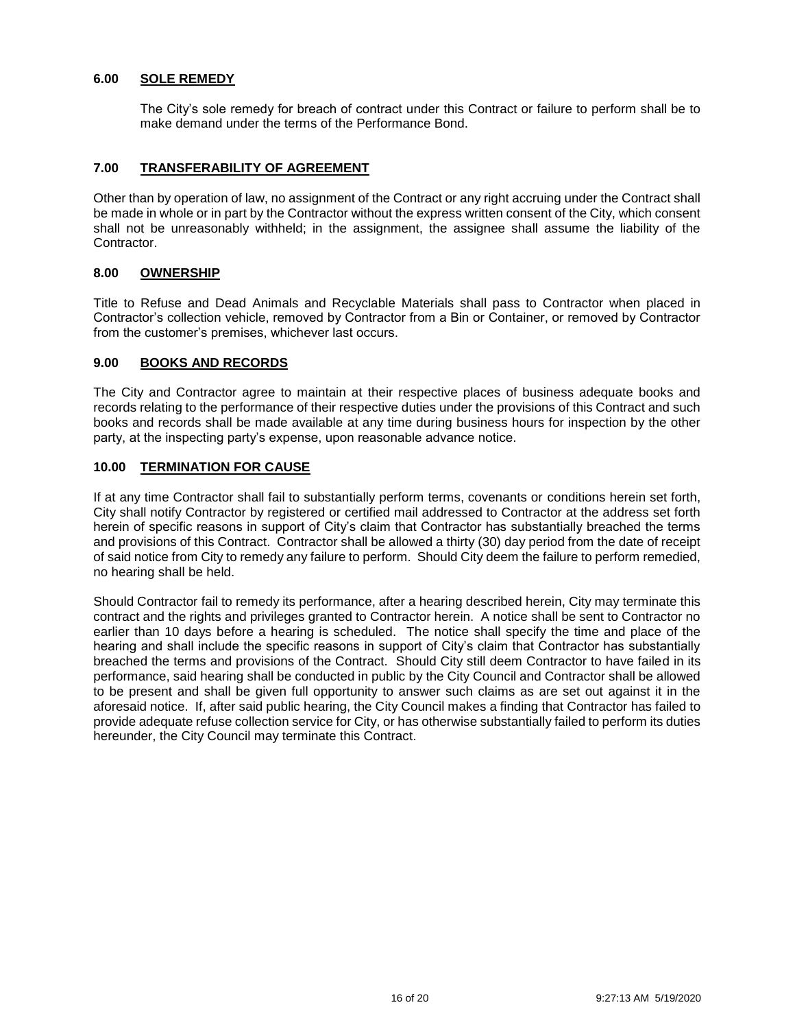## 6.00 SOLE REMEDY

The City's sole remedy for breach of contract under this Contract or failure to perform shall be to make demand under the terms of the Performance Bond.

## 7.00 TRANSFERABILITY OF AGREEMENT

Other than by operation of law, no assignment of the Contract or any right accruing under the Contract shall be made in whole or in part by the Contractor without the express written consent of the City, which consent shall not be unreasonably withheld; in the assignment, the assignee shall assume the liability of the Contractor.

## 8.00 OWNERSHIP

Title to Refuse and Dead Animals and Recyclable Materials shall pass to Contractor when placed in Contractor's collection vehicle, removed by Contractor from a Bin or Container, or removed by Contractor from the customer's premises, whichever last occurs.

## 9.00 BOOKS AND RECORDS

The City and Contractor agree to maintain at their respective places of business adequate books and records relating to the performance of their respective duties under the provisions of this Contract and such books and records shall be made available at any time during business hours for inspection by the other party, at the inspecting party's expense, upon reasonable advance notice.

## 10.00 TERMINATION FOR CAUSE

If at any time Contractor shall fail to substantially perform terms, covenants or conditions herein set forth, City shall notify Contractor by registered or certified mail addressed to Contractor at the address set forth herein of specific reasons in support of City's claim that Contractor has substantially breached the terms and provisions of this Contract. Contractor shall be allowed a thirty (30) day period from the date of receipt of said notice from City to remedy any failure to perform. Should City deem the failure to perform remedied, no hearing shall be held.

Should Contractor fail to remedy its performance, after a hearing described herein, City may terminate this contract and the rights and privileges granted to Contractor herein. A notice shall be sent to Contractor no earlier than 10 days before a hearing is scheduled. The notice shall specify the time and place of the hearing and shall include the specific reasons in support of City's claim that Contractor has substantially breached the terms and provisions of the Contract. Should City still deem Contractor to have failed in its performance, said hearing shall be conducted in public by the City Council and Contractor shall be allowed to be present and shall be given full opportunity to answer such claims as are set out against it in the aforesaid notice. If, after said public hearing, the City Council makes a finding that Contractor has failed to provide adequate refuse collection service for City, or has otherwise substantially failed to perform its duties hereunder, the City Council may terminate this Contract.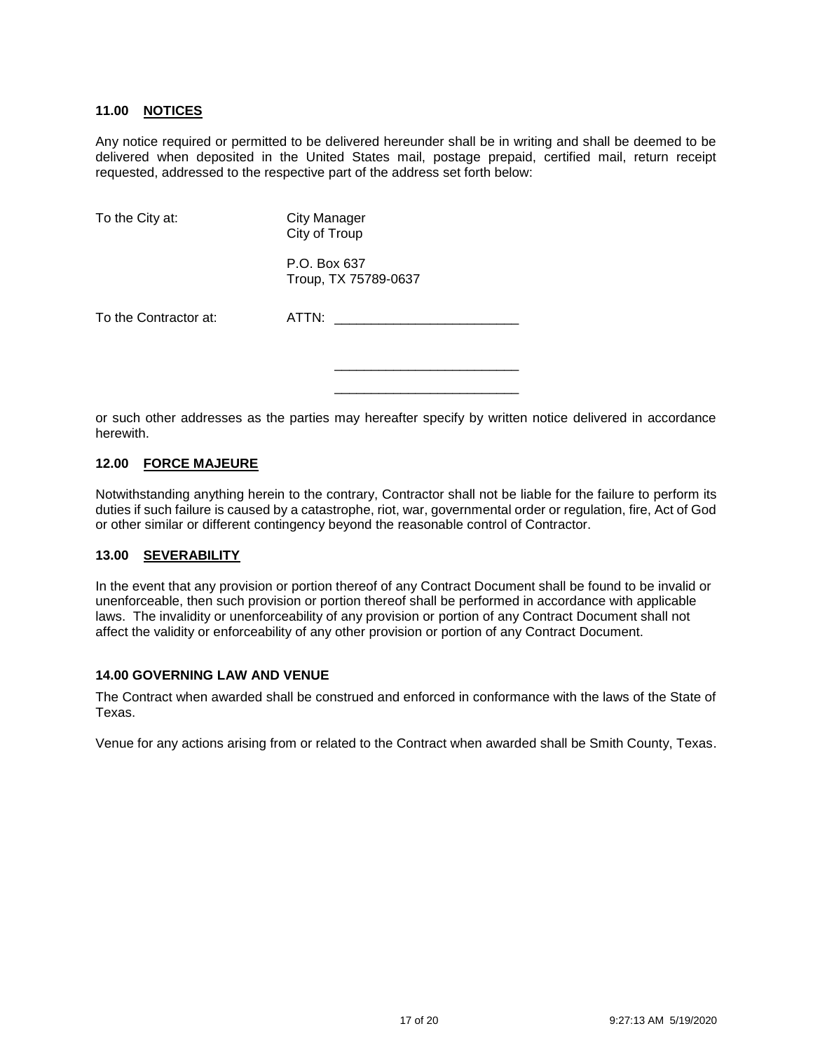**11.00 NOTICES**

Any notice required or permitted to be delivered hereunder shall be in writing and shall be deemed to be delivered when deposited in the United States mail, postage prepaid, certified mail, return receipt requested, addressed to the respective part of the address set forth below:

To the City at:

City Manager
City of Troup

P.O. Box 637
Troup, TX 75789-0637

To the Contractor at:

ATTN: _________________________

_________________________

_________________________

or such other addresses as the parties may hereafter specify by written notice delivered in accordance herewith.

**12.00 FORCE MAJEURE**

Notwithstanding anything herein to the contrary, Contractor shall not be liable for the failure to perform its duties if such failure is caused by a catastrophe, riot, war, governmental order or regulation, fire, Act of God or other similar or different contingency beyond the reasonable control of Contractor.

**13.00 SEVERABILITY**

In the event that any provision or portion thereof of any Contract Document shall be found to be invalid or unenforceable, then such provision or portion thereof shall be performed in accordance with applicable laws. The invalidity or unenforceability of any provision or portion of any Contract Document shall not affect the validity or enforceability of any other provision or portion of any Contract Document.

**14.00 GOVERNING LAW AND VENUE**

The Contract when awarded shall be construed and enforced in conformance with the laws of the State of Texas.

Venue for any actions arising from or related to the Contract when awarded shall be Smith County, Texas.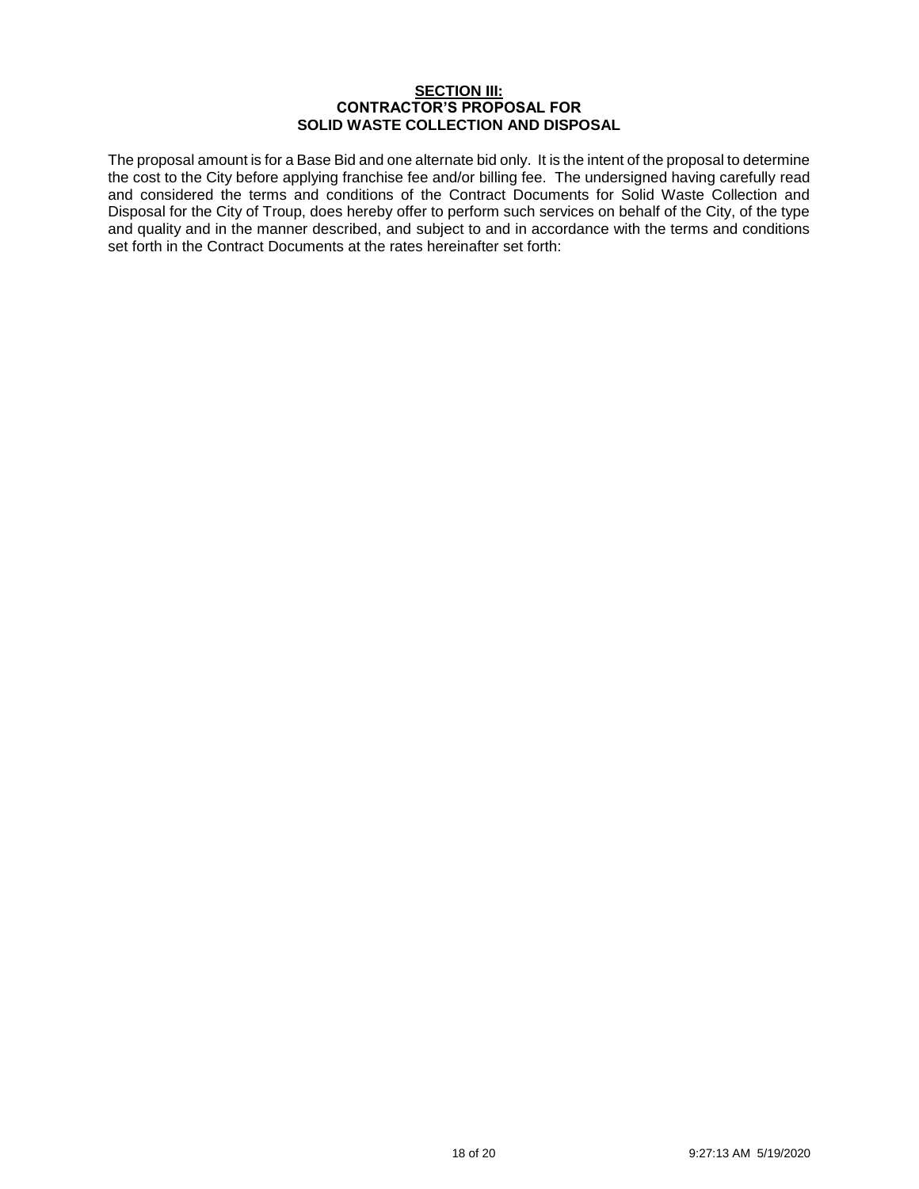## SECTION III:
## CONTRACTOR'S PROPOSAL FOR
## SOLID WASTE COLLECTION AND DISPOSAL

The proposal amount is for a Base Bid and one alternate bid only. It is the intent of the proposal to determine the cost to the City before applying franchise fee and/or billing fee. The undersigned having carefully read and considered the terms and conditions of the Contract Documents for Solid Waste Collection and Disposal for the City of Troup, does hereby offer to perform such services on behalf of the City, of the type and quality and in the manner described, and subject to and in accordance with the terms and conditions set forth in the Contract Documents at the rates hereinafter set forth: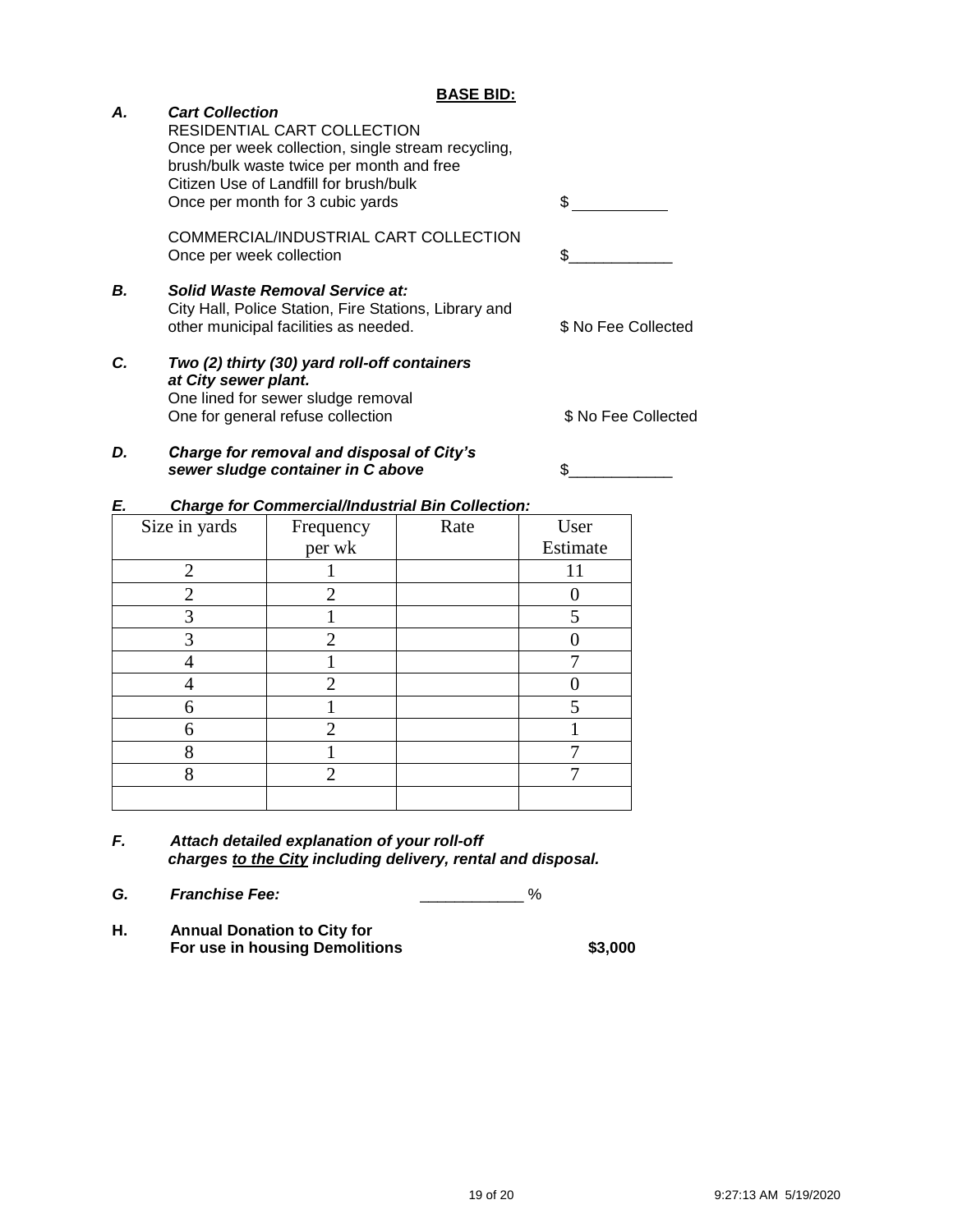**BASE BID:**

**A.** ***Cart Collection***

RESIDENTIAL CART COLLECTION
Once per week collection, single stream recycling, brush/bulk waste twice per month and free Citizen Use of Landfill for brush/bulk
Once per month for 3 cubic yards $ ___________

COMMERCIAL/INDUSTRIAL CART COLLECTION
Once per week collection $___________

**B.** ***Solid Waste Removal Service at:***
City Hall, Police Station, Fire Stations, Library and other municipal facilities as needed. $ No Fee Collected

**C.** ***Two (2) thirty (30) yard roll-off containers at City sewer plant.***
One lined for sewer sludge removal
One for general refuse collection $ No Fee Collected

**D.** ***Charge for removal and disposal of City's sewer sludge container in C above*** $___________

**E.** ***Charge for Commercial/Industrial Bin Collection:***

| Size in yards | Frequency per wk | Rate | User Estimate |
|---|---|---|---|
| 2 | 1 | | 11 |
| 2 | 2 | | 0 |
| 3 | 1 | | 5 |
| 3 | 2 | | 0 |
| 4 | 1 | | 7 |
| 4 | 2 | | 0 |
| 6 | 1 | | 5 |
| 6 | 2 | | 1 |
| 8 | 1 | | 7 |
| 8 | 2 | | 7 |
| | | | |

**F.** ***Attach detailed explanation of your roll-off charges <u>to the City</u> including delivery, rental and disposal.***

**G.** ***Franchise Fee:*** ___________ %

**H.** **Annual Donation to City for For use in housing Demolitions** **$3,000**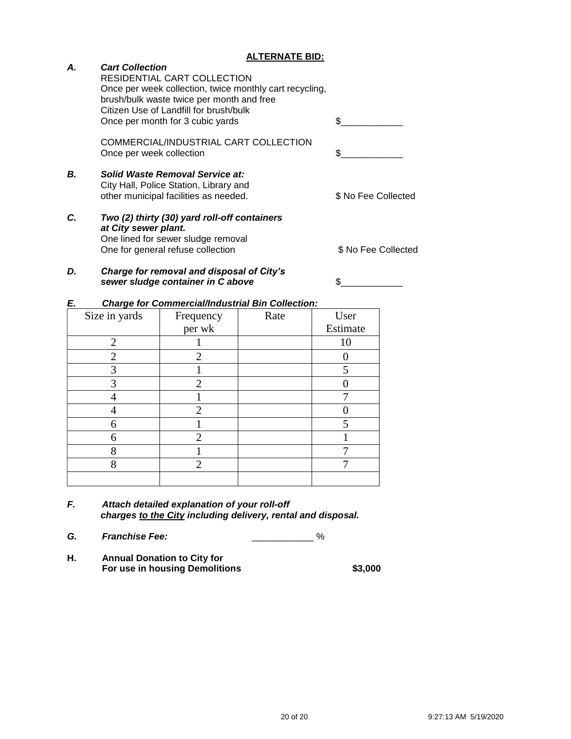## ALTERNATE BID:

***A. Cart Collection***

RESIDENTIAL CART COLLECTION
Once per week collection, twice monthly cart recycling, brush/bulk waste twice per month and free Citizen Use of Landfill for brush/bulk Once per month for 3 cubic yards $____________

COMMERCIAL/INDUSTRIAL CART COLLECTION
Once per week collection $____________

***B. Solid Waste Removal Service at:***

City Hall, Police Station, Library and other municipal facilities as needed. $ No Fee Collected

***C. Two (2) thirty (30) yard roll-off containers at City sewer plant.***

One lined for sewer sludge removal
One for general refuse collection $ No Fee Collected

***D. Charge for removal and disposal of City's sewer sludge container in C above*** $____________

***E. Charge for Commercial/Industrial Bin Collection:***

| Size in yards | Frequency per wk | Rate | User Estimate |
|---|---|---|---|
| 2 | 1 | | 10 |
| 2 | 2 | | 0 |
| 3 | 1 | | 5 |
| 3 | 2 | | 0 |
| 4 | 1 | | 7 |
| 4 | 2 | | 0 |
| 6 | 1 | | 5 |
| 6 | 2 | | 1 |
| 8 | 1 | | 7 |
| 8 | 2 | | 7 |
| | | | |

***F. Attach detailed explanation of your roll-off charges <u>to the City</u> including delivery, rental and disposal.***

***G. Franchise Fee:*** ____________ %

**H. Annual Donation to City for For use in housing Demolitions $3,000**